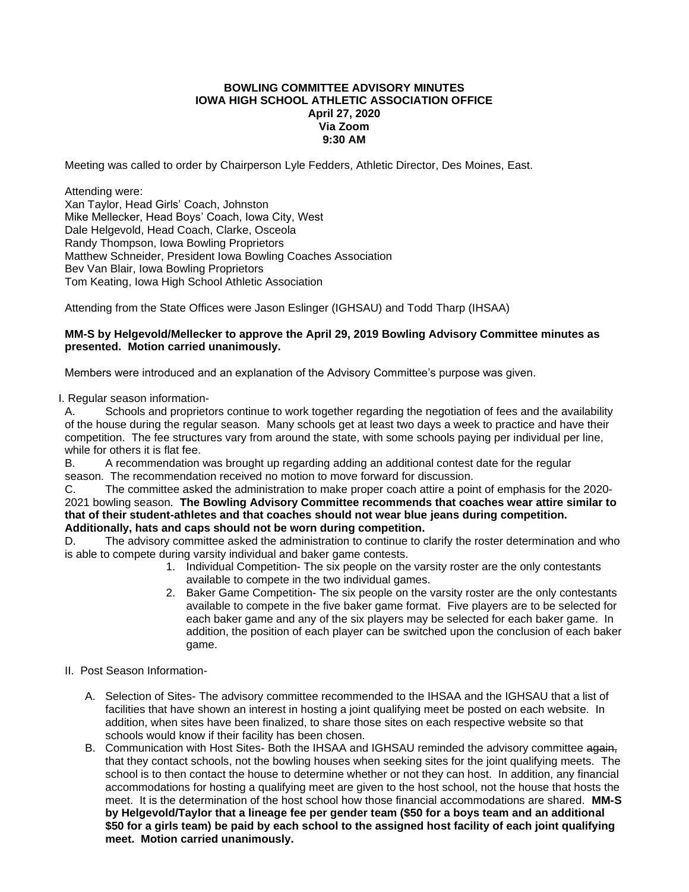**BOWLING COMMITTEE ADVISORY MINUTES**
**IOWA HIGH SCHOOL ATHLETIC ASSOCIATION OFFICE**
**April 27, 2020**
**Via Zoom**
**9:30 AM**

Meeting was called to order by Chairperson Lyle Fedders, Athletic Director, Des Moines, East.

Attending were:
Xan Taylor, Head Girls' Coach, Johnston
Mike Mellecker, Head Boys' Coach, Iowa City, West
Dale Helgevold, Head Coach, Clarke, Osceola
Randy Thompson, Iowa Bowling Proprietors
Matthew Schneider, President Iowa Bowling Coaches Association
Bev Van Blair, Iowa Bowling Proprietors
Tom Keating, Iowa High School Athletic Association

Attending from the State Offices were Jason Eslinger (IGHSAU) and Todd Tharp (IHSAA)

**MM-S by Helgevold/Mellecker to approve the April 29, 2019 Bowling Advisory Committee minutes as presented. Motion carried unanimously.**

Members were introduced and an explanation of the Advisory Committee's purpose was given.

I. Regular season information-

A. Schools and proprietors continue to work together regarding the negotiation of fees and the availability of the house during the regular season. Many schools get at least two days a week to practice and have their competition. The fee structures vary from around the state, with some schools paying per individual per line, while for others it is flat fee.

B. A recommendation was brought up regarding adding an additional contest date for the regular season. The recommendation received no motion to move forward for discussion.

C. The committee asked the administration to make proper coach attire a point of emphasis for the 2020-2021 bowling season. **The Bowling Advisory Committee recommends that coaches wear attire similar to that of their student-athletes and that coaches should not wear blue jeans during competition. Additionally, hats and caps should not be worn during competition.**

D. The advisory committee asked the administration to continue to clarify the roster determination and who is able to compete during varsity individual and baker game contests.

1. Individual Competition- The six people on the varsity roster are the only contestants available to compete in the two individual games.
2. Baker Game Competition- The six people on the varsity roster are the only contestants available to compete in the five baker game format. Five players are to be selected for each baker game and any of the six players may be selected for each baker game. In addition, the position of each player can be switched upon the conclusion of each baker game.

II. Post Season Information-

A. Selection of Sites- The advisory committee recommended to the IHSAA and the IGHSAU that a list of facilities that have shown an interest in hosting a joint qualifying meet be posted on each website. In addition, when sites have been finalized, to share those sites on each respective website so that schools would know if their facility has been chosen.

B. Communication with Host Sites- Both the IHSAA and IGHSAU reminded the advisory committee ~~again,~~ that they contact schools, not the bowling houses when seeking sites for the joint qualifying meets. The school is to then contact the house to determine whether or not they can host. In addition, any financial accommodations for hosting a qualifying meet are given to the host school, not the house that hosts the meet. It is the determination of the host school how those financial accommodations are shared. **MM-S by Helgevold/Taylor that a lineage fee per gender team ($50 for a boys team and an additional $50 for a girls team) be paid by each school to the assigned host facility of each joint qualifying meet. Motion carried unanimously.**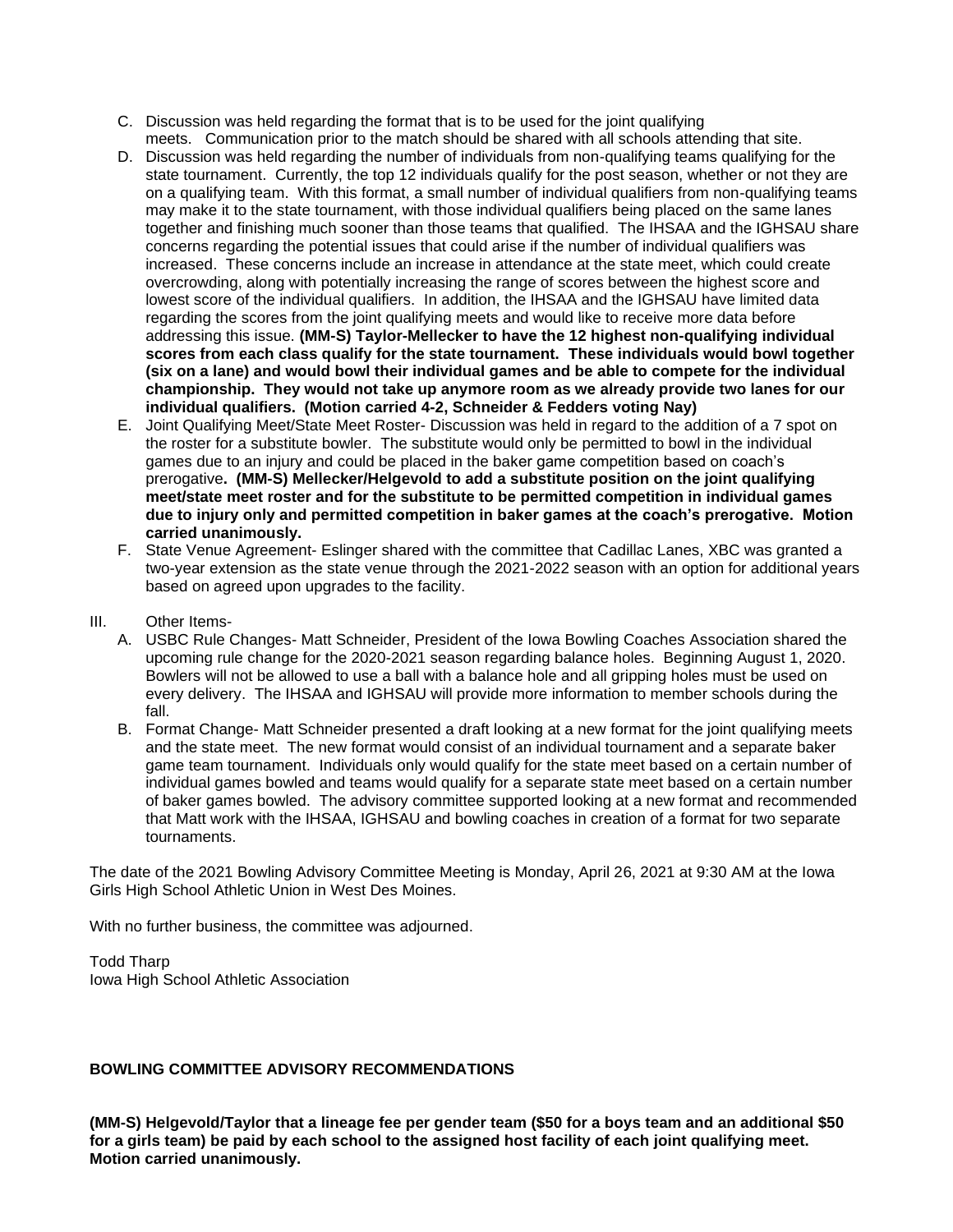C. Discussion was held regarding the format that is to be used for the joint qualifying meets. Communication prior to the match should be shared with all schools attending that site.

D. Discussion was held regarding the number of individuals from non-qualifying teams qualifying for the state tournament. Currently, the top 12 individuals qualify for the post season, whether or not they are on a qualifying team. With this format, a small number of individual qualifiers from non-qualifying teams may make it to the state tournament, with those individual qualifiers being placed on the same lanes together and finishing much sooner than those teams that qualified. The IHSAA and the IGHSAU share concerns regarding the potential issues that could arise if the number of individual qualifiers was increased. These concerns include an increase in attendance at the state meet, which could create overcrowding, along with potentially increasing the range of scores between the highest score and lowest score of the individual qualifiers. In addition, the IHSAA and the IGHSAU have limited data regarding the scores from the joint qualifying meets and would like to receive more data before addressing this issue. **(MM-S) Taylor-Mellecker to have the 12 highest non-qualifying individual scores from each class qualify for the state tournament. These individuals would bowl together (six on a lane) and would bowl their individual games and be able to compete for the individual championship. They would not take up anymore room as we already provide two lanes for our individual qualifiers. (Motion carried 4-2, Schneider & Fedders voting Nay)**

E. Joint Qualifying Meet/State Meet Roster- Discussion was held in regard to the addition of a 7 spot on the roster for a substitute bowler. The substitute would only be permitted to bowl in the individual games due to an injury and could be placed in the baker game competition based on coach's prerogative**. (MM-S) Mellecker/Helgevold to add a substitute position on the joint qualifying meet/state meet roster and for the substitute to be permitted competition in individual games due to injury only and permitted competition in baker games at the coach's prerogative. Motion carried unanimously.**

F. State Venue Agreement- Eslinger shared with the committee that Cadillac Lanes, XBC was granted a two-year extension as the state venue through the 2021-2022 season with an option for additional years based on agreed upon upgrades to the facility.

III. Other Items-

A. USBC Rule Changes- Matt Schneider, President of the Iowa Bowling Coaches Association shared the upcoming rule change for the 2020-2021 season regarding balance holes. Beginning August 1, 2020. Bowlers will not be allowed to use a ball with a balance hole and all gripping holes must be used on every delivery. The IHSAA and IGHSAU will provide more information to member schools during the fall.

B. Format Change- Matt Schneider presented a draft looking at a new format for the joint qualifying meets and the state meet. The new format would consist of an individual tournament and a separate baker game team tournament. Individuals only would qualify for the state meet based on a certain number of individual games bowled and teams would qualify for a separate state meet based on a certain number of baker games bowled. The advisory committee supported looking at a new format and recommended that Matt work with the IHSAA, IGHSAU and bowling coaches in creation of a format for two separate tournaments.

The date of the 2021 Bowling Advisory Committee Meeting is Monday, April 26, 2021 at 9:30 AM at the Iowa Girls High School Athletic Union in West Des Moines.

With no further business, the committee was adjourned.

Todd Tharp
Iowa High School Athletic Association

**BOWLING COMMITTEE ADVISORY RECOMMENDATIONS**

**(MM-S) Helgevold/Taylor that a lineage fee per gender team ($50 for a boys team and an additional $50 for a girls team) be paid by each school to the assigned host facility of each joint qualifying meet. Motion carried unanimously.**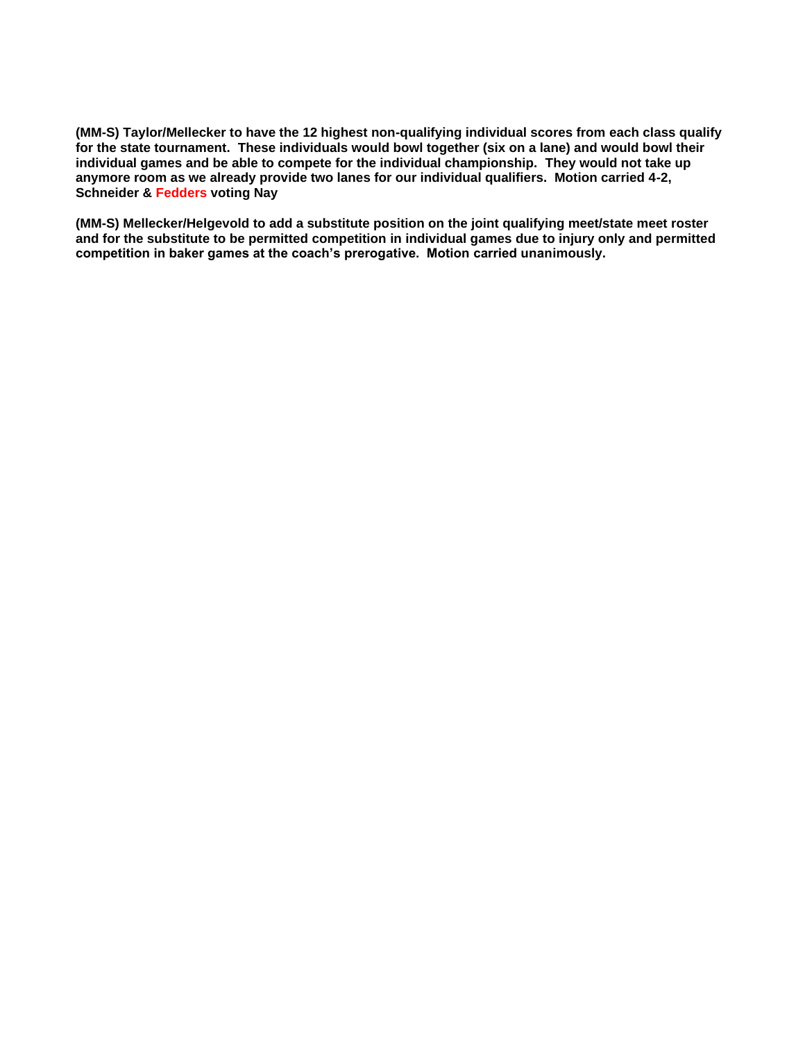**(MM-S) Taylor/Mellecker to have the 12 highest non-qualifying individual scores from each class qualify for the state tournament. These individuals would bowl together (six on a lane) and would bowl their individual games and be able to compete for the individual championship. They would not take up anymore room as we already provide two lanes for our individual qualifiers. Motion carried 4-2, Schneider & Fedders voting Nay**

**(MM-S) Mellecker/Helgevold to add a substitute position on the joint qualifying meet/state meet roster and for the substitute to be permitted competition in individual games due to injury only and permitted competition in baker games at the coach's prerogative. Motion carried unanimously.**